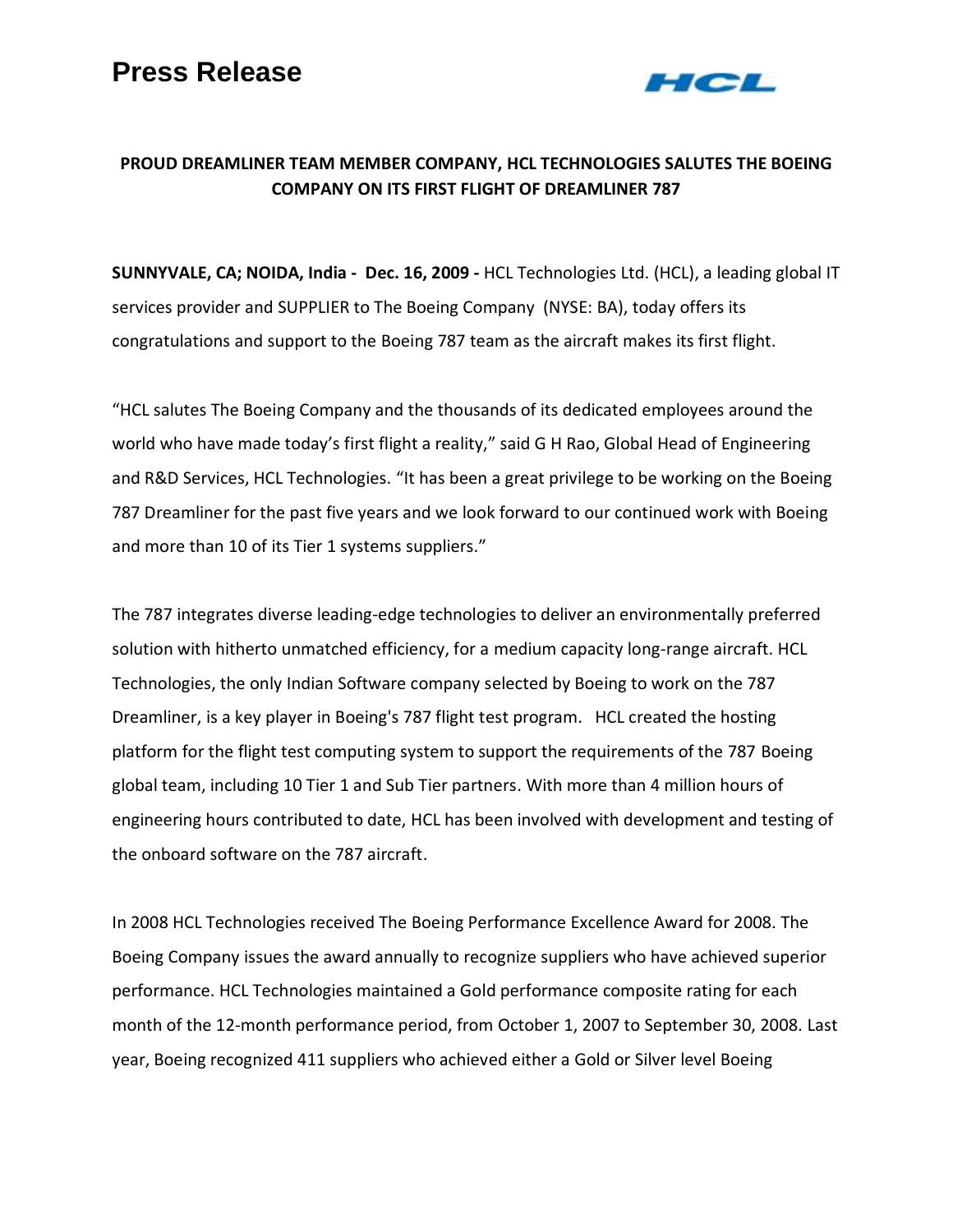# Press Release

**PROUD DREAMLINER TEAM MEMBER COMPANY, HCL TECHNOLOGIES SALUTES THE BOEING COMPANY ON ITS FIRST FLIGHT OF DREAMLINER 787**

**SUNNYVALE, CA; NOIDA, India - Dec. 16, 2009 -** HCL Technologies Ltd. (HCL), a leading global IT services provider and SUPPLIER to The Boeing Company (NYSE: BA), today offers its congratulations and support to the Boeing 787 team as the aircraft makes its first flight.

"HCL salutes The Boeing Company and the thousands of its dedicated employees around the world who have made today's first flight a reality," said G H Rao, Global Head of Engineering and R&D Services, HCL Technologies. "It has been a great privilege to be working on the Boeing 787 Dreamliner for the past five years and we look forward to our continued work with Boeing and more than 10 of its Tier 1 systems suppliers."

The 787 integrates diverse leading-edge technologies to deliver an environmentally preferred solution with hitherto unmatched efficiency, for a medium capacity long-range aircraft. HCL Technologies, the only Indian Software company selected by Boeing to work on the 787 Dreamliner, is a key player in Boeing's 787 flight test program. HCL created the hosting platform for the flight test computing system to support the requirements of the 787 Boeing global team, including 10 Tier 1 and Sub Tier partners. With more than 4 million hours of engineering hours contributed to date, HCL has been involved with development and testing of the onboard software on the 787 aircraft.

In 2008 HCL Technologies received The Boeing Performance Excellence Award for 2008. The Boeing Company issues the award annually to recognize suppliers who have achieved superior performance. HCL Technologies maintained a Gold performance composite rating for each month of the 12-month performance period, from October 1, 2007 to September 30, 2008. Last year, Boeing recognized 411 suppliers who achieved either a Gold or Silver level Boeing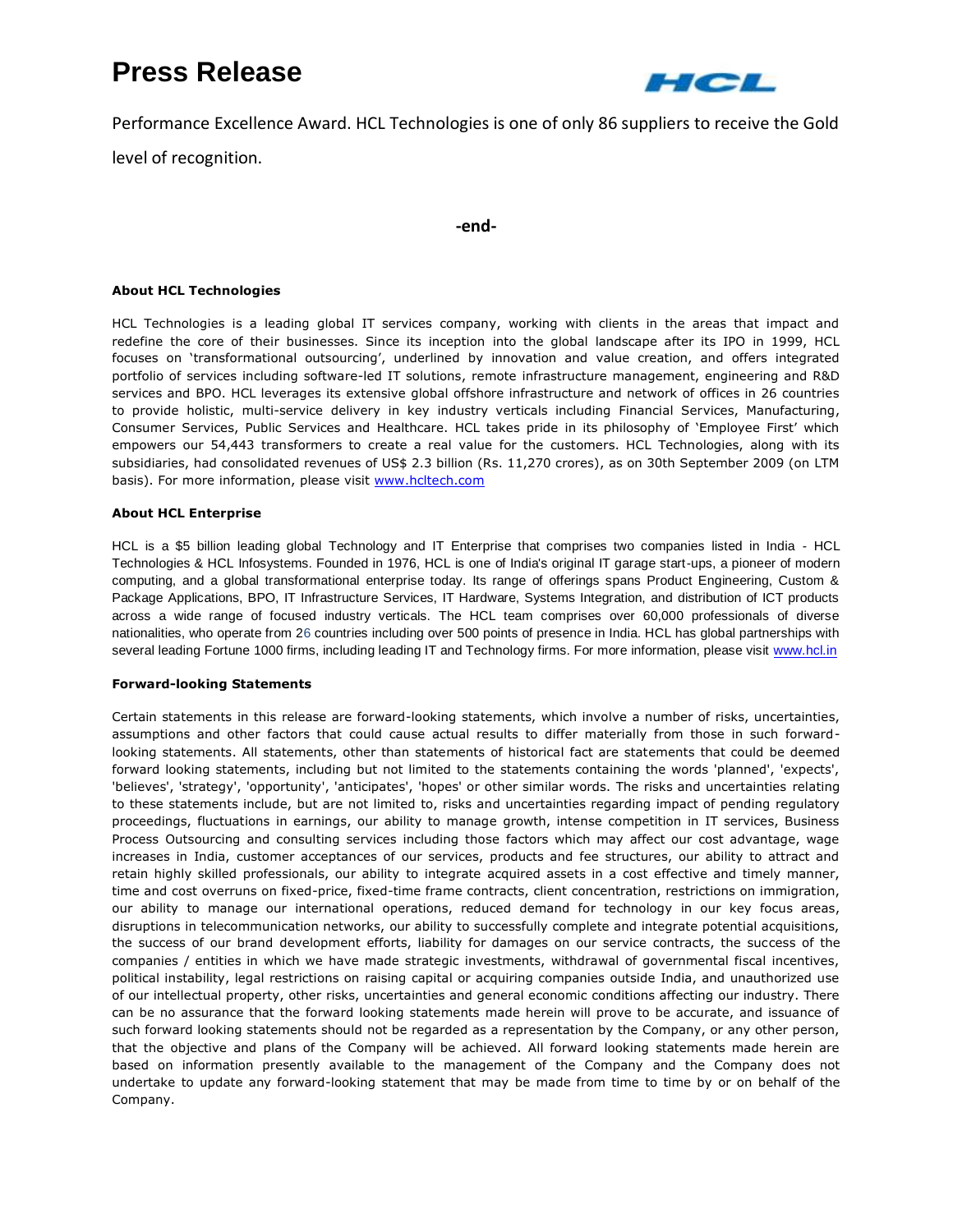Performance Excellence Award. HCL Technologies is one of only 86 suppliers to receive the Gold level of recognition.

**-end-**

**About HCL Technologies**

HCL Technologies is a leading global IT services company, working with clients in the areas that impact and redefine the core of their businesses. Since its inception into the global landscape after its IPO in 1999, HCL focuses on 'transformational outsourcing', underlined by innovation and value creation, and offers integrated portfolio of services including software-led IT solutions, remote infrastructure management, engineering and R&D services and BPO. HCL leverages its extensive global offshore infrastructure and network of offices in 26 countries to provide holistic, multi-service delivery in key industry verticals including Financial Services, Manufacturing, Consumer Services, Public Services and Healthcare. HCL takes pride in its philosophy of 'Employee First' which empowers our 54,443 transformers to create a real value for the customers. HCL Technologies, along with its subsidiaries, had consolidated revenues of US$ 2.3 billion (Rs. 11,270 crores), as on 30th September 2009 (on LTM basis). For more information, please visit www.hcltech.com

**About HCL Enterprise**

HCL is a $5 billion leading global Technology and IT Enterprise that comprises two companies listed in India - HCL Technologies & HCL Infosystems. Founded in 1976, HCL is one of India's original IT garage start-ups, a pioneer of modern computing, and a global transformational enterprise today. Its range of offerings spans Product Engineering, Custom & Package Applications, BPO, IT Infrastructure Services, IT Hardware, Systems Integration, and distribution of ICT products across a wide range of focused industry verticals. The HCL team comprises over 60,000 professionals of diverse nationalities, who operate from 26 countries including over 500 points of presence in India. HCL has global partnerships with several leading Fortune 1000 firms, including leading IT and Technology firms. For more information, please visit www.hcl.in

**Forward-looking Statements**

Certain statements in this release are forward-looking statements, which involve a number of risks, uncertainties, assumptions and other factors that could cause actual results to differ materially from those in such forward-looking statements. All statements, other than statements of historical fact are statements that could be deemed forward looking statements, including but not limited to the statements containing the words 'planned', 'expects', 'believes', 'strategy', 'opportunity', 'anticipates', 'hopes' or other similar words. The risks and uncertainties relating to these statements include, but are not limited to, risks and uncertainties regarding impact of pending regulatory proceedings, fluctuations in earnings, our ability to manage growth, intense competition in IT services, Business Process Outsourcing and consulting services including those factors which may affect our cost advantage, wage increases in India, customer acceptances of our services, products and fee structures, our ability to attract and retain highly skilled professionals, our ability to integrate acquired assets in a cost effective and timely manner, time and cost overruns on fixed-price, fixed-time frame contracts, client concentration, restrictions on immigration, our ability to manage our international operations, reduced demand for technology in our key focus areas, disruptions in telecommunication networks, our ability to successfully complete and integrate potential acquisitions, the success of our brand development efforts, liability for damages on our service contracts, the success of the companies / entities in which we have made strategic investments, withdrawal of governmental fiscal incentives, political instability, legal restrictions on raising capital or acquiring companies outside India, and unauthorized use of our intellectual property, other risks, uncertainties and general economic conditions affecting our industry. There can be no assurance that the forward looking statements made herein will prove to be accurate, and issuance of such forward looking statements should not be regarded as a representation by the Company, or any other person, that the objective and plans of the Company will be achieved. All forward looking statements made herein are based on information presently available to the management of the Company and the Company does not undertake to update any forward-looking statement that may be made from time to time by or on behalf of the Company.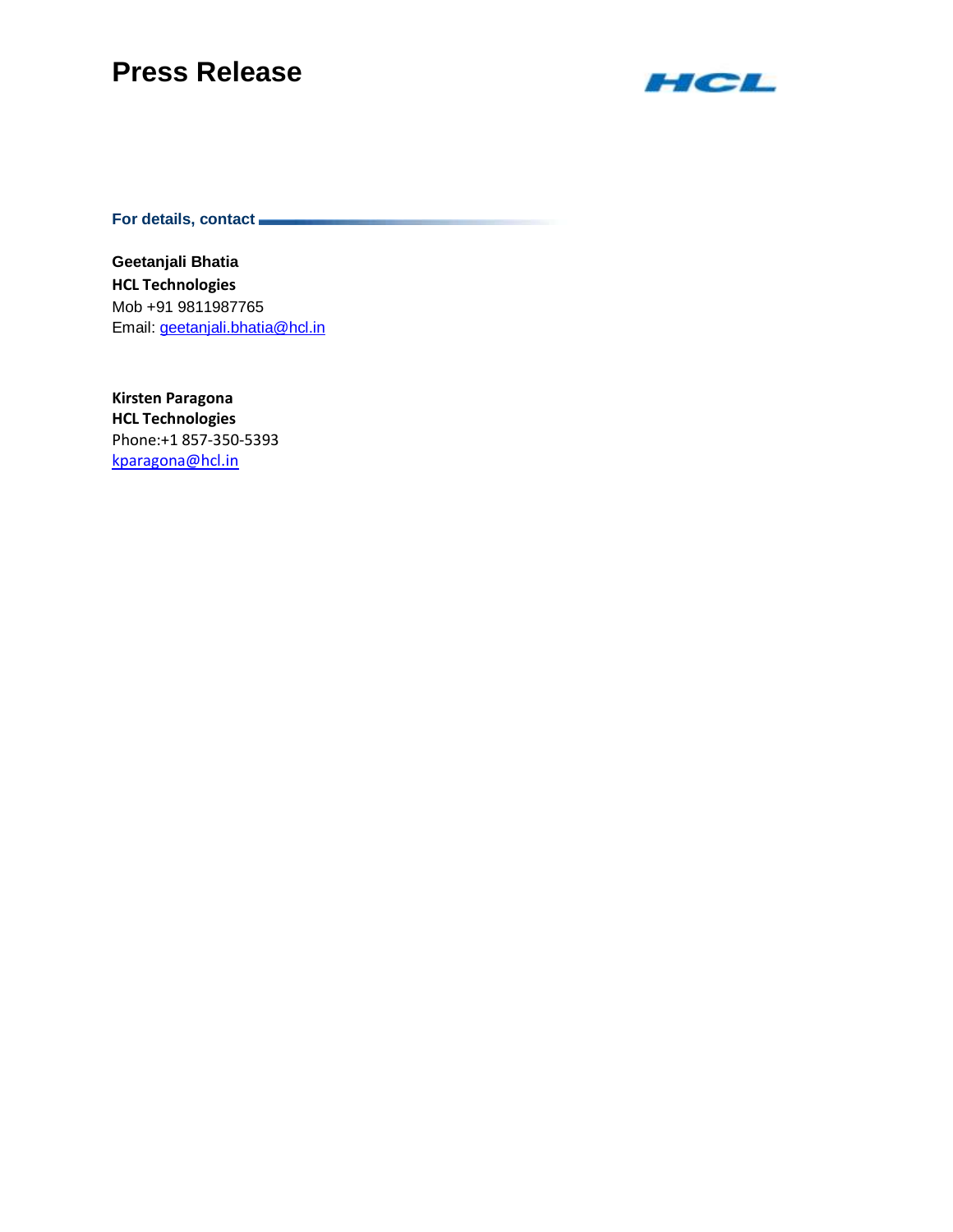# Press Release

**For details, contact**

**Geetanjali Bhatia**
**HCL Technologies**
Mob +91 9811987765
Email: geetanjali.bhatia@hcl.in

**Kirsten Paragona**
**HCL Technologies**
Phone:+1 857-350-5393
kparagona@hcl.in